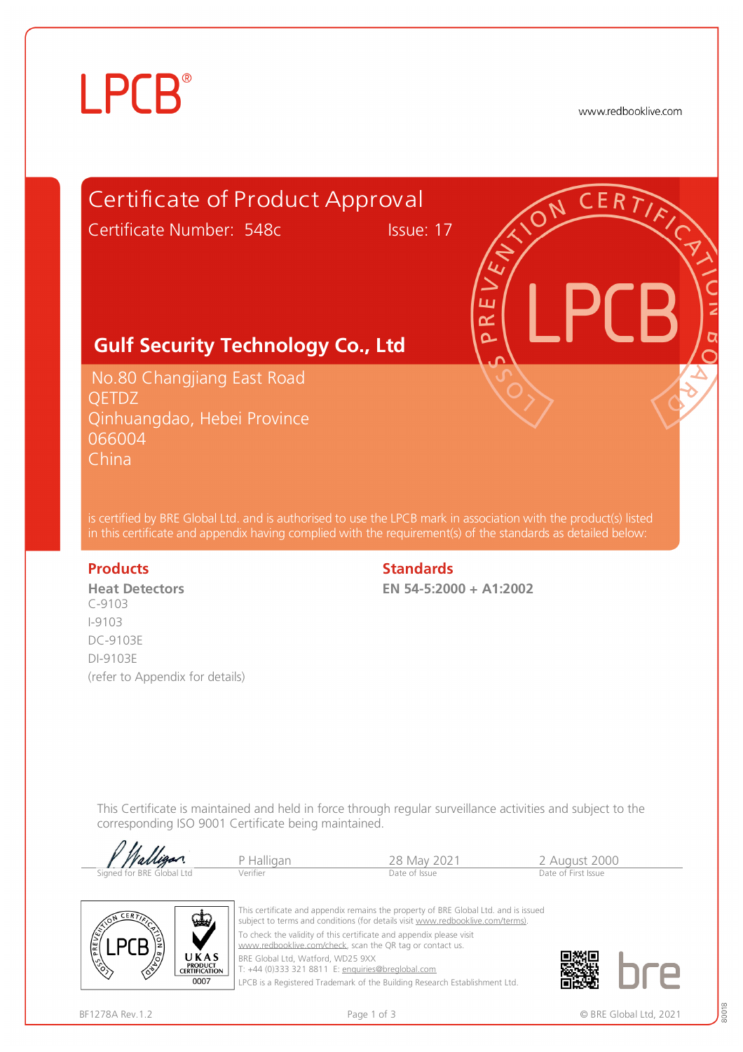LPCB®

www.redbooklive.com

# Certificate of Product Approval

Certificate Number: 548c Issue: 17

## Gulf Security Technology Co., Ltd

No.80 Changjiang East Road
QETDZ
Qinhuangdao, Hebei Province
066004
China

is certified by BRE Global Ltd. and is authorised to use the LPCB mark in association with the product(s) listed in this certificate and appendix having complied with the requirement(s) of the standards as detailed below:

### Products

**Heat Detectors**

C-9103
I-9103
DC-9103E
DI-9103E
(refer to Appendix for details)

### Standards

**EN 54-5:2000 + A1:2002**

This Certificate is maintained and held in force through regular surveillance activities and subject to the corresponding ISO 9001 Certificate being maintained.

| Signed for BRE Global Ltd | Verifier | Date of Issue | Date of First Issue |
|---|---|---|---|
| | P Halligan | 28 May 2021 | 2 August 2000 |

This certificate and appendix remains the property of BRE Global Ltd. and is issued subject to terms and conditions (for details visit www.redbooklive.com/terms).

To check the validity of this certificate and appendix please visit www.redbooklive.com/check, scan the QR tag or contact us.

BRE Global Ltd, Watford, WD25 9XX
T: +44 (0)333 321 8811 E: enquiries@breglobal.com
LPCB is a Registered Trademark of the Building Research Establishment Ltd.

UKAS PRODUCT CERTIFICATION 0007

BF1278A Rev.1.2

© BRE Global Ltd, 2021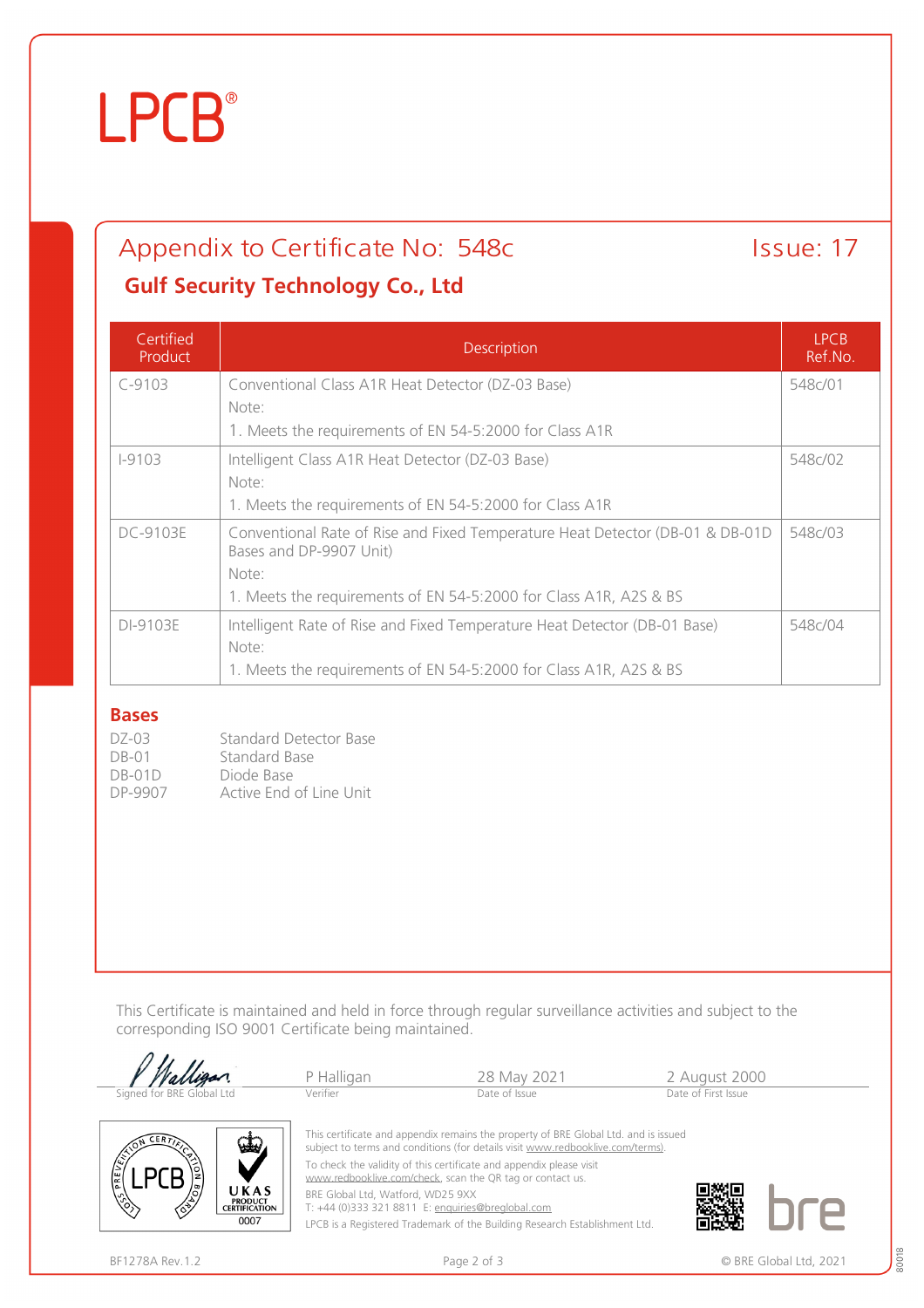LPCB®

# Appendix to Certificate No: 548c

Issue: 17

## Gulf Security Technology Co., Ltd

| Certified Product | Description | LPCB Ref.No. |
|---|---|---|
| C-9103 | Conventional Class A1R Heat Detector (DZ-03 Base)<br>Note:<br>1. Meets the requirements of EN 54-5:2000 for Class A1R | 548c/01 |
| I-9103 | Intelligent Class A1R Heat Detector (DZ-03 Base)<br>Note:<br>1. Meets the requirements of EN 54-5:2000 for Class A1R | 548c/02 |
| DC-9103E | Conventional Rate of Rise and Fixed Temperature Heat Detector (DB-01 & DB-01D Bases and DP-9907 Unit)<br>Note:<br>1. Meets the requirements of EN 54-5:2000 for Class A1R, A2S & BS | 548c/03 |
| DI-9103E | Intelligent Rate of Rise and Fixed Temperature Heat Detector (DB-01 Base)<br>Note:<br>1. Meets the requirements of EN 54-5:2000 for Class A1R, A2S & BS | 548c/04 |

### Bases

| | |
|---|---|
| DZ-03 | Standard Detector Base |
| DB-01 | Standard Base |
| DB-01D | Diode Base |
| DP-9907 | Active End of Line Unit |

This Certificate is maintained and held in force through regular surveillance activities and subject to the corresponding ISO 9001 Certificate being maintained.

| Signed for BRE Global Ltd | P Halligan | 28 May 2021 | 2 August 2000 |
|---|---|---|---|
| | Verifier | Date of Issue | Date of First Issue |

This certificate and appendix remains the property of BRE Global Ltd. and is issued subject to terms and conditions (for details visit www.redbooklive.com/terms).

To check the validity of this certificate and appendix please visit www.redbooklive.com/check, scan the QR tag or contact us.

BRE Global Ltd, Watford, WD25 9XX
T: +44 (0)333 321 8811 E: enquiries@breglobal.com

LPCB is a Registered Trademark of the Building Research Establishment Ltd.

UKAS PRODUCT CERTIFICATION 0007

BF1278A Rev.1.2

© BRE Global Ltd, 2021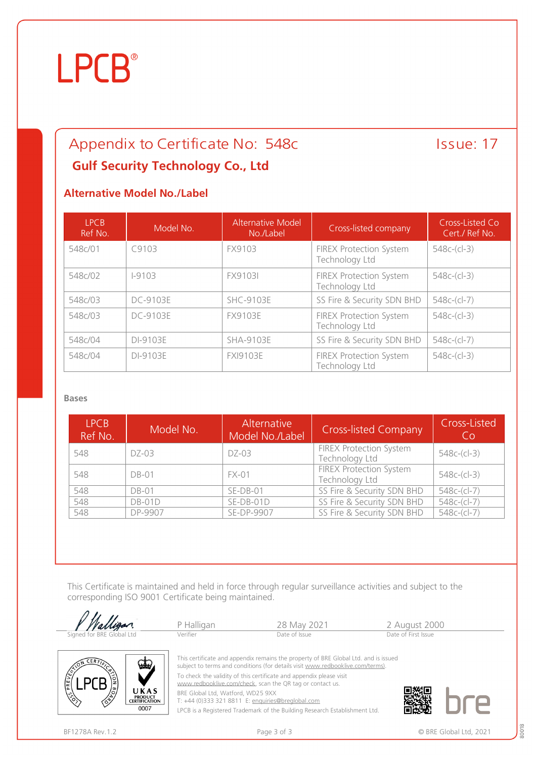LPCB®

## Appendix to Certificate No: 548c

Issue: 17

### Gulf Security Technology Co., Ltd

### Alternative Model No./Label

| LPCB Ref No. | Model No. | Alternative Model No./Label | Cross-listed company | Cross-Listed Co Cert./ Ref No. |
|---|---|---|---|---|
| 548c/01 | C9103 | FX9103 | FIREX Protection System Technology Ltd | 548c-(cl-3) |
| 548c/02 | I-9103 | FX9103I | FIREX Protection System Technology Ltd | 548c-(cl-3) |
| 548c/03 | DC-9103E | SHC-9103E | SS Fire & Security SDN BHD | 548c-(cl-7) |
| 548c/03 | DC-9103E | FX9103E | FIREX Protection System Technology Ltd | 548c-(cl-3) |
| 548c/04 | DI-9103E | SHA-9103E | SS Fire & Security SDN BHD | 548c-(cl-7) |
| 548c/04 | DI-9103E | FXI9103E | FIREX Protection System Technology Ltd | 548c-(cl-3) |

**Bases**

| LPCB Ref No. | Model No. | Alternative Model No./Label | Cross-listed Company | Cross-Listed Co |
|---|---|---|---|---|
| 548 | DZ-03 | DZ-03 | FIREX Protection System Technology Ltd | 548c-(cl-3) |
| 548 | DB-01 | FX-01 | FIREX Protection System Technology Ltd | 548c-(cl-3) |
| 548 | DB-01 | SE-DB-01 | SS Fire & Security SDN BHD | 548c-(cl-7) |
| 548 | DB-01D | SE-DB-01D | SS Fire & Security SDN BHD | 548c-(cl-7) |
| 548 | DP-9907 | SE-DP-9907 | SS Fire & Security SDN BHD | 548c-(cl-7) |

This Certificate is maintained and held in force through regular surveillance activities and subject to the corresponding ISO 9001 Certificate being maintained.

| Signed for BRE Global Ltd | P Halligan | 28 May 2021 | 2 August 2000 |
|---|---|---|---|
| | Verifier | Date of Issue | Date of First Issue |

This certificate and appendix remains the property of BRE Global Ltd. and is issued subject to terms and conditions (for details visit www.redbooklive.com/terms).

To check the validity of this certificate and appendix please visit www.redbooklive.com/check, scan the QR tag or contact us.

BRE Global Ltd, Watford, WD25 9XX
T: +44 (0)333 321 8811 E: enquiries@breglobal.com

LPCB is a Registered Trademark of the Building Research Establishment Ltd.

UKAS PRODUCT CERTIFICATION 0007

BF1278A Rev.1.2

© BRE Global Ltd, 2021